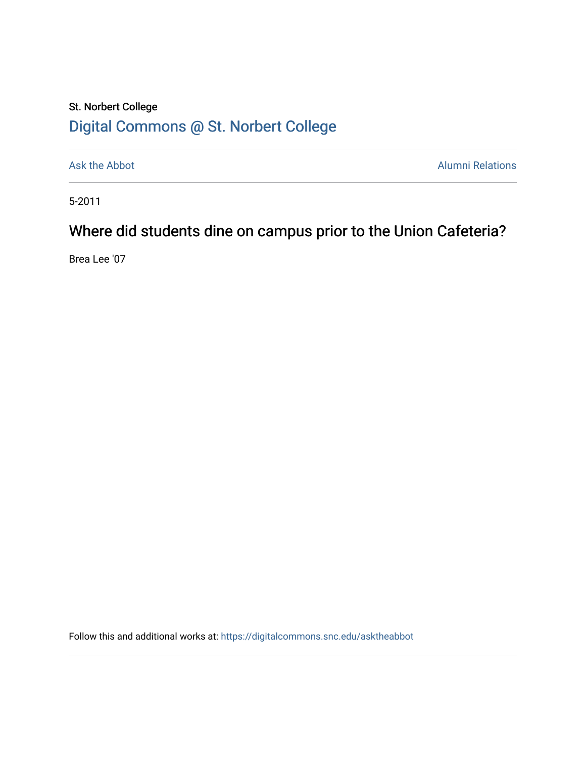St. Norbert College

## Digital Commons @ St. Norbert College

Ask the Abbot

Alumni Relations

5-2011

# Where did students dine on campus prior to the Union Cafeteria?

Brea Lee '07

Follow this and additional works at: https://digitalcommons.snc.edu/asktheabbot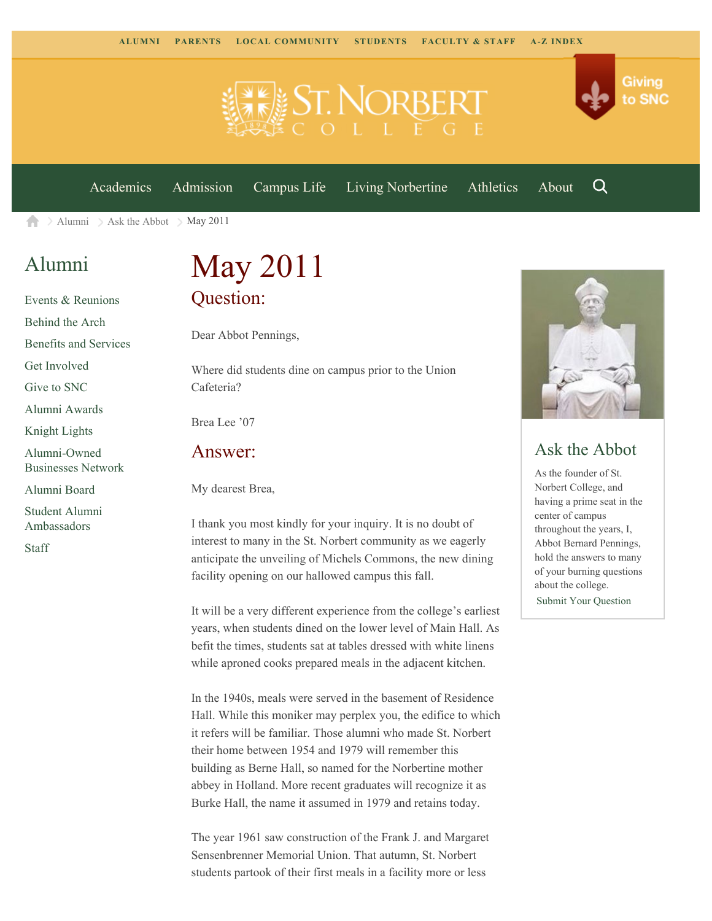ALUMNI PARENTS LOCAL COMMUNITY STUDENTS FACULTY & STAFF A-Z INDEX

Giving to SNC

Academics Admission Campus Life Living Norbertine Athletics About

Alumni > Ask the Abbot > May 2011

## Alumni

- Events & Reunions
- Behind the Arch
- Benefits and Services
- Get Involved
- Give to SNC
- Alumni Awards
- Knight Lights
- Alumni-Owned Businesses Network
- Alumni Board
- Student Alumni Ambassadors
- Staff

# May 2011

## Question:

Dear Abbot Pennings,

Where did students dine on campus prior to the Union Cafeteria?

Brea Lee '07

## Answer:

My dearest Brea,

I thank you most kindly for your inquiry. It is no doubt of interest to many in the St. Norbert community as we eagerly anticipate the unveiling of Michels Commons, the new dining facility opening on our hallowed campus this fall.

It will be a very different experience from the college's earliest years, when students dined on the lower level of Main Hall. As befit the times, students sat at tables dressed with white linens while aproned cooks prepared meals in the adjacent kitchen.

In the 1940s, meals were served in the basement of Residence Hall. While this moniker may perplex you, the edifice to which it refers will be familiar. Those alumni who made St. Norbert their home between 1954 and 1979 will remember this building as Berne Hall, so named for the Norbertine mother abbey in Holland. More recent graduates will recognize it as Burke Hall, the name it assumed in 1979 and retains today.

The year 1961 saw construction of the Frank J. and Margaret Sensenbrenner Memorial Union. That autumn, St. Norbert students partook of their first meals in a facility more or less

## Ask the Abbot

As the founder of St. Norbert College, and having a prime seat in the center of campus throughout the years, I, Abbot Bernard Pennings, hold the answers to many of your burning questions about the college.

Submit Your Question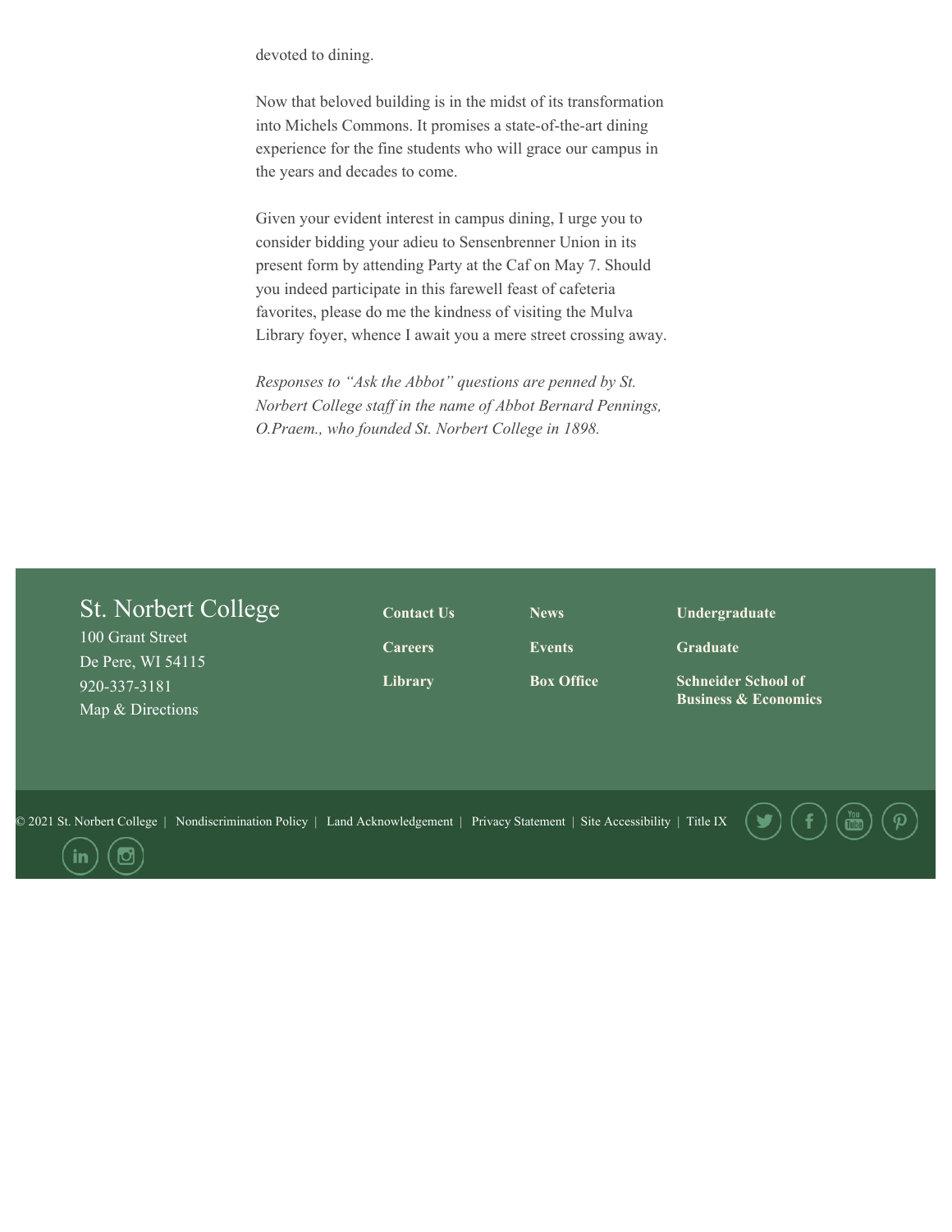devoted to dining.

Now that beloved building is in the midst of its transformation into Michels Commons. It promises a state-of-the-art dining experience for the fine students who will grace our campus in the years and decades to come.

Given your evident interest in campus dining, I urge you to consider bidding your adieu to Sensenbrenner Union in its present form by attending Party at the Caf on May 7. Should you indeed participate in this farewell feast of cafeteria favorites, please do me the kindness of visiting the Mulva Library foyer, whence I await you a mere street crossing away.

*Responses to "Ask the Abbot" questions are penned by St. Norbert College staff in the name of Abbot Bernard Pennings, O.Praem., who founded St. Norbert College in 1898.*

St. Norbert College
100 Grant Street
De Pere, WI 54115
920-337-3181
Map & Directions

**Contact Us**
**Careers**
**Library**
**News**
**Events**
**Box Office**
**Undergraduate**
**Graduate**
**Schneider School of Business & Economics**

© 2021 St. Norbert College | Nondiscrimination Policy | Land Acknowledgement | Privacy Statement | Site Accessibility | Title IX